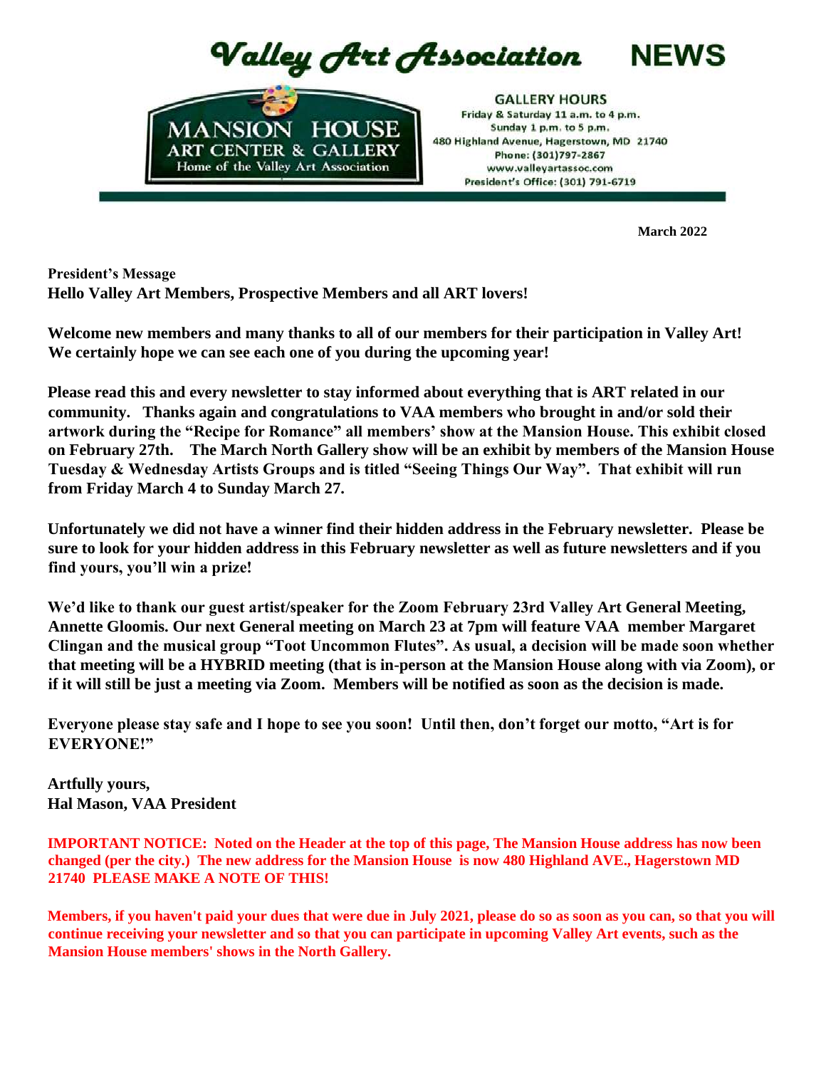# Valley Art Association NEWS

MANSION HOUSE
ART CENTER & GALLERY
Home of the Valley Art Association

**GALLERY HOURS**
Friday & Saturday 11 a.m. to 4 p.m.
Sunday 1 p.m. to 5 p.m.
480 Highland Avenue, Hagerstown, MD 21740
Phone: (301)797-2867
www.valleyartassoc.com
President's Office: (301) 791-6719

**March 2022**

**President's Message**

**Hello Valley Art Members, Prospective Members and all ART lovers!**

**Welcome new members and many thanks to all of our members for their participation in Valley Art! We certainly hope we can see each one of you during the upcoming year!**

**Please read this and every newsletter to stay informed about everything that is ART related in our community. Thanks again and congratulations to VAA members who brought in and/or sold their artwork during the "Recipe for Romance" all members' show at the Mansion House. This exhibit closed on February 27th. The March North Gallery show will be an exhibit by members of the Mansion House Tuesday & Wednesday Artists Groups and is titled "Seeing Things Our Way". That exhibit will run from Friday March 4 to Sunday March 27.**

**Unfortunately we did not have a winner find their hidden address in the February newsletter. Please be sure to look for your hidden address in this February newsletter as well as future newsletters and if you find yours, you'll win a prize!**

**We'd like to thank our guest artist/speaker for the Zoom February 23rd Valley Art General Meeting, Annette Gloomis. Our next General meeting on March 23 at 7pm will feature VAA member Margaret Clingan and the musical group "Toot Uncommon Flutes". As usual, a decision will be made soon whether that meeting will be a HYBRID meeting (that is in-person at the Mansion House along with via Zoom), or if it will still be just a meeting via Zoom. Members will be notified as soon as the decision is made.**

**Everyone please stay safe and I hope to see you soon! Until then, don't forget our motto, "Art is for EVERYONE!"**

**Artfully yours,**
**Hal Mason, VAA President**

**IMPORTANT NOTICE: Noted on the Header at the top of this page, The Mansion House address has now been changed (per the city.) The new address for the Mansion House is now 480 Highland AVE., Hagerstown MD 21740 PLEASE MAKE A NOTE OF THIS!**

**Members, if you haven't paid your dues that were due in July 2021, please do so as soon as you can, so that you will continue receiving your newsletter and so that you can participate in upcoming Valley Art events, such as the Mansion House members' shows in the North Gallery.**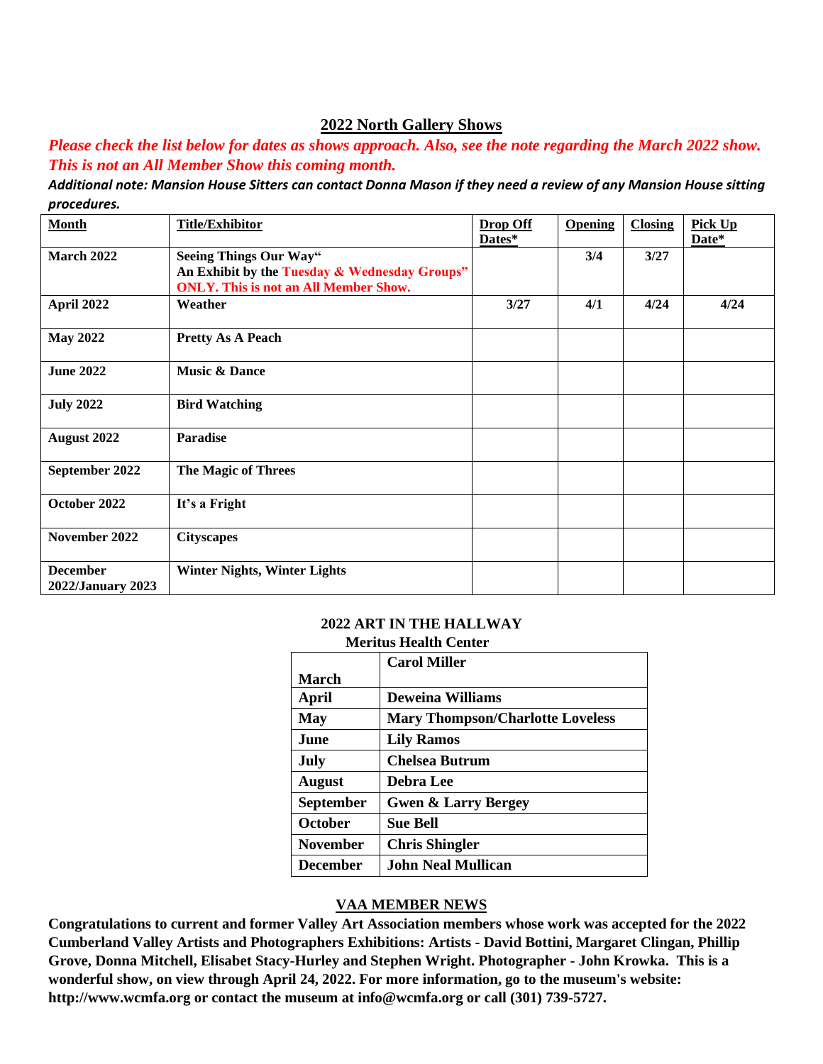## 2022 North Gallery Shows

***Please check the list below for dates as shows approach. Also, see the note regarding the March 2022 show. This is not an All Member Show this coming month.***

***Additional note: Mansion House Sitters can contact Donna Mason if they need a review of any Mansion House sitting procedures.***

| Month | Title/Exhibitor | Drop Off Dates* | Opening | Closing | Pick Up Date* |
|---|---|---|---|---|---|
| **March 2022** | **Seeing Things Our Way" An Exhibit by the Tuesday & Wednesday Groups" ONLY. This is not an All Member Show.** | | **3/4** | **3/27** | |
| **April 2022** | **Weather** | **3/27** | **4/1** | **4/24** | **4/24** |
| **May 2022** | **Pretty As A Peach** | | | | |
| **June 2022** | **Music & Dance** | | | | |
| **July 2022** | **Bird Watching** | | | | |
| **August 2022** | **Paradise** | | | | |
| **September 2022** | **The Magic of Threes** | | | | |
| **October 2022** | **It's a Fright** | | | | |
| **November 2022** | **Cityscapes** | | | | |
| **December 2022/January 2023** | **Winter Nights, Winter Lights** | | | | |

### 2022 ART IN THE HALLWAY
**Meritus Health Center**

| | |
|---|---|
| **March** | **Carol Miller** |
| **April** | **Deweina Williams** |
| **May** | **Mary Thompson/Charlotte Loveless** |
| **June** | **Lily Ramos** |
| **July** | **Chelsea Butrum** |
| **August** | **Debra Lee** |
| **September** | **Gwen & Larry Bergey** |
| **October** | **Sue Bell** |
| **November** | **Chris Shingler** |
| **December** | **John Neal Mullican** |

## VAA MEMBER NEWS

**Congratulations to current and former Valley Art Association members whose work was accepted for the 2022 Cumberland Valley Artists and Photographers Exhibitions: Artists - David Bottini, Margaret Clingan, Phillip Grove, Donna Mitchell, Elisabet Stacy-Hurley and Stephen Wright. Photographer - John Krowka. This is a wonderful show, on view through April 24, 2022. For more information, go to the museum's website: http://www.wcmfa.org or contact the museum at info@wcmfa.org or call (301) 739-5727.**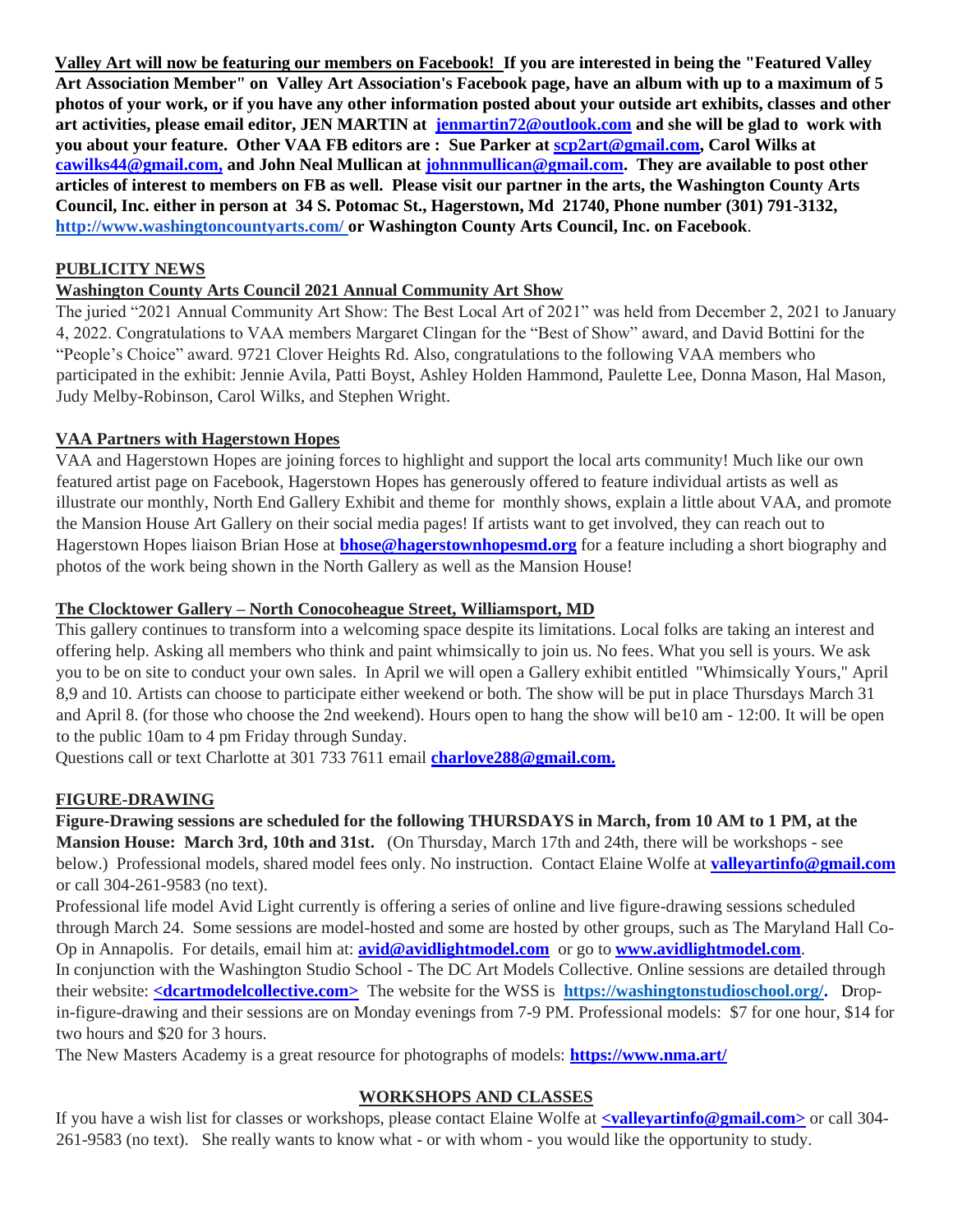**<u>Valley Art will now be featuring our members on Facebook!</u> If you are interested in being the "Featured Valley Art Association Member" on Valley Art Association's Facebook page, have an album with up to a maximum of 5 photos of your work, or if you have any other information posted about your outside art exhibits, classes and other art activities, please email editor, JEN MARTIN at jenmartin72@outlook.com and she will be glad to work with you about your feature. Other VAA FB editors are : Sue Parker at scp2art@gmail.com, Carol Wilks at cawilks44@gmail.com, and John Neal Mullican at johnnmullican@gmail.com. They are available to post other articles of interest to members on FB as well. Please visit our partner in the arts, the Washington County Arts Council, Inc. either in person at 34 S. Potomac St., Hagerstown, Md 21740, Phone number (301) 791-3132, http://www.washingtoncountyarts.com/ or Washington County Arts Council, Inc. on Facebook**.

## PUBLICITY NEWS

### Washington County Arts Council 2021 Annual Community Art Show

The juried "2021 Annual Community Art Show: The Best Local Art of 2021" was held from December 2, 2021 to January 4, 2022. Congratulations to VAA members Margaret Clingan for the "Best of Show" award, and David Bottini for the "People's Choice" award. 9721 Clover Heights Rd. Also, congratulations to the following VAA members who participated in the exhibit: Jennie Avila, Patti Boyst, Ashley Holden Hammond, Paulette Lee, Donna Mason, Hal Mason, Judy Melby-Robinson, Carol Wilks, and Stephen Wright.

### VAA Partners with Hagerstown Hopes

VAA and Hagerstown Hopes are joining forces to highlight and support the local arts community! Much like our own featured artist page on Facebook, Hagerstown Hopes has generously offered to feature individual artists as well as illustrate our monthly, North End Gallery Exhibit and theme for monthly shows, explain a little about VAA, and promote the Mansion House Art Gallery on their social media pages! If artists want to get involved, they can reach out to Hagerstown Hopes liaison Brian Hose at **bhose@hagerstownhopesmd.org** for a feature including a short biography and photos of the work being shown in the North Gallery as well as the Mansion House!

### The Clocktower Gallery – North Conocoheague Street, Williamsport, MD

This gallery continues to transform into a welcoming space despite its limitations. Local folks are taking an interest and offering help. Asking all members who think and paint whimsically to join us. No fees. What you sell is yours. We ask you to be on site to conduct your own sales. In April we will open a Gallery exhibit entitled "Whimsically Yours," April 8,9 and 10. Artists can choose to participate either weekend or both. The show will be put in place Thursdays March 31 and April 8. (for those who choose the 2nd weekend). Hours open to hang the show will be10 am - 12:00. It will be open to the public 10am to 4 pm Friday through Sunday.

Questions call or text Charlotte at 301 733 7611 email **charlove288@gmail.com.**

## FIGURE-DRAWING

**Figure-Drawing sessions are scheduled for the following THURSDAYS in March, from 10 AM to 1 PM, at the Mansion House: March 3rd, 10th and 31st.** (On Thursday, March 17th and 24th, there will be workshops - see below.) Professional models, shared model fees only. No instruction. Contact Elaine Wolfe at **valleyartinfo@gmail.com** or call 304-261-9583 (no text).

Professional life model Avid Light currently is offering a series of online and live figure-drawing sessions scheduled through March 24. Some sessions are model-hosted and some are hosted by other groups, such as The Maryland Hall Co-Op in Annapolis. For details, email him at: **avid@avidlightmodel.com** or go to **www.avidlightmodel.com**.

In conjunction with the Washington Studio School - The DC Art Models Collective. Online sessions are detailed through their website: **<dcartmodelcollective.com>** The website for the WSS is **https://washingtonstudioschool.org/.** Drop-in-figure-drawing and their sessions are on Monday evenings from 7-9 PM. Professional models: $7 for one hour, $14 for two hours and $20 for 3 hours.

The New Masters Academy is a great resource for photographs of models: **https://www.nma.art/**

## WORKSHOPS AND CLASSES

If you have a wish list for classes or workshops, please contact Elaine Wolfe at **<valleyartinfo@gmail.com>** or call 304-261-9583 (no text). She really wants to know what - or with whom - you would like the opportunity to study.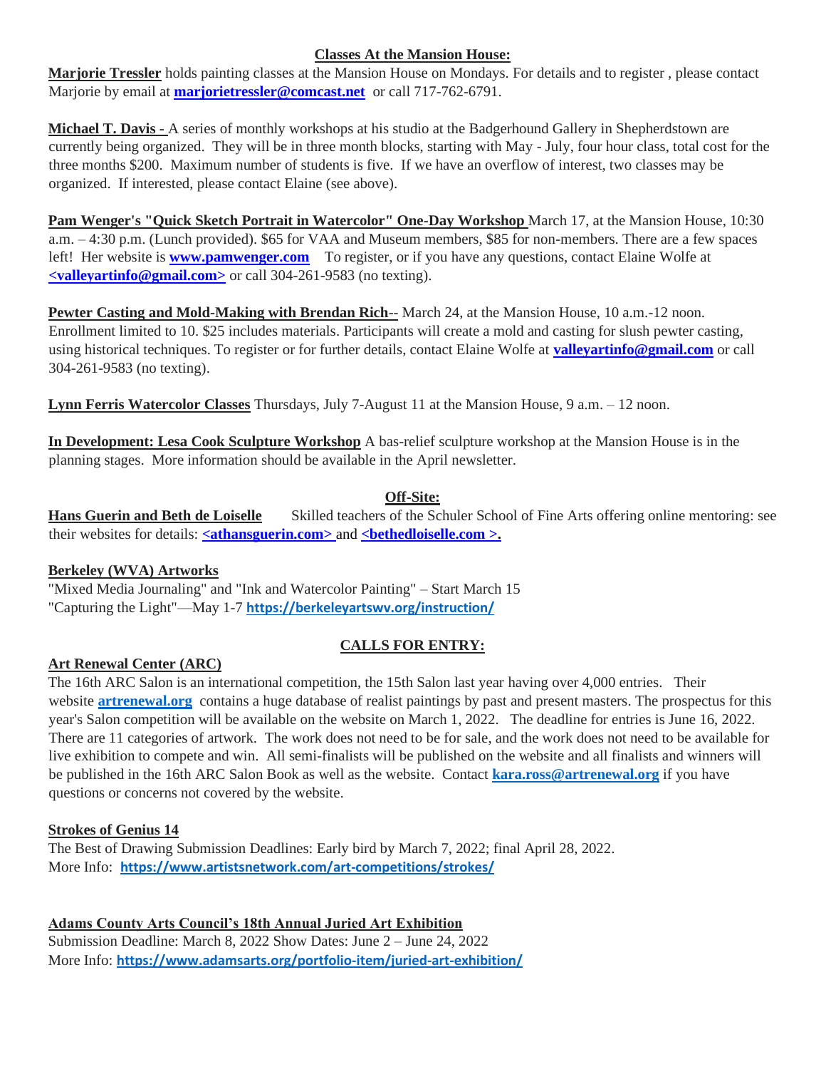## Classes At the Mansion House:

**Marjorie Tressler** holds painting classes at the Mansion House on Mondays. For details and to register , please contact Marjorie by email at **marjorietressler@comcast.net** or call 717-762-6791.

**Michael T. Davis -** A series of monthly workshops at his studio at the Badgerhound Gallery in Shepherdstown are currently being organized. They will be in three month blocks, starting with May - July, four hour class, total cost for the three months $200. Maximum number of students is five. If we have an overflow of interest, two classes may be organized. If interested, please contact Elaine (see above).

**Pam Wenger's "Quick Sketch Portrait in Watercolor" One-Day Workshop** March 17, at the Mansion House, 10:30 a.m. – 4:30 p.m. (Lunch provided). $65 for VAA and Museum members, $85 for non-members. There are a few spaces left! Her website is **www.pamwenger.com** To register, or if you have any questions, contact Elaine Wolfe at **<valleyartinfo@gmail.com>** or call 304-261-9583 (no texting).

**Pewter Casting and Mold-Making with Brendan Rich**-- March 24, at the Mansion House, 10 a.m.-12 noon. Enrollment limited to 10. $25 includes materials. Participants will create a mold and casting for slush pewter casting, using historical techniques. To register or for further details, contact Elaine Wolfe at **valleyartinfo@gmail.com** or call 304-261-9583 (no texting).

**Lynn Ferris Watercolor Classes** Thursdays, July 7-August 11 at the Mansion House, 9 a.m. – 12 noon.

**In Development: Lesa Cook Sculpture Workshop** A bas-relief sculpture workshop at the Mansion House is in the planning stages. More information should be available in the April newsletter.

## Off-Site:

**Hans Guerin and Beth de Loiselle** Skilled teachers of the Schuler School of Fine Arts offering online mentoring: see their websites for details: **<athansguerin.com>** and **<bethedloiselle.com >.**

**Berkeley (WVA) Artworks**

"Mixed Media Journaling" and "Ink and Watercolor Painting" – Start March 15
"Capturing the Light"—May 1-7 **https://berkeleyartswv.org/instruction/**

## CALLS FOR ENTRY:

**Art Renewal Center (ARC)**

The 16th ARC Salon is an international competition, the 15th Salon last year having over 4,000 entries. Their website **artrenewal.org** contains a huge database of realist paintings by past and present masters. The prospectus for this year's Salon competition will be available on the website on March 1, 2022. The deadline for entries is June 16, 2022. There are 11 categories of artwork. The work does not need to be for sale, and the work does not need to be available for live exhibition to compete and win. All semi-finalists will be published on the website and all finalists and winners will be published in the 16th ARC Salon Book as well as the website. Contact **kara.ross@artrenewal.org** if you have questions or concerns not covered by the website.

**Strokes of Genius 14**

The Best of Drawing Submission Deadlines: Early bird by March 7, 2022; final April 28, 2022.
More Info: **https://www.artistsnetwork.com/art-competitions/strokes/**

**Adams County Arts Council's 18th Annual Juried Art Exhibition**

Submission Deadline: March 8, 2022 Show Dates: June 2 – June 24, 2022
More Info: **https://www.adamsarts.org/portfolio-item/juried-art-exhibition/**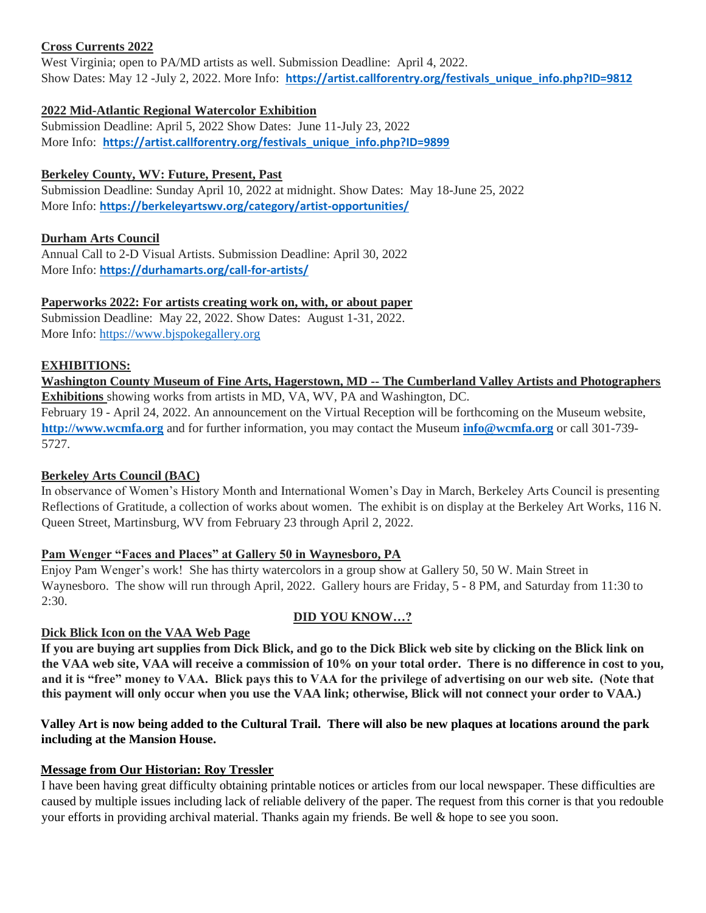**Cross Currents 2022**

West Virginia; open to PA/MD artists as well. Submission Deadline: April 4, 2022.
Show Dates: May 12 -July 2, 2022. More Info: **https://artist.callforentry.org/festivals_unique_info.php?ID=9812**

**2022 Mid-Atlantic Regional Watercolor Exhibition**

Submission Deadline: April 5, 2022 Show Dates: June 11-July 23, 2022
More Info: **https://artist.callforentry.org/festivals_unique_info.php?ID=9899**

**Berkeley County, WV: Future, Present, Past**

Submission Deadline: Sunday April 10, 2022 at midnight. Show Dates: May 18-June 25, 2022
More Info: **https://berkeleyartswv.org/category/artist-opportunities/**

**Durham Arts Council**

Annual Call to 2-D Visual Artists. Submission Deadline: April 30, 2022
More Info: **https://durhamarts.org/call-for-artists/**

**Paperworks 2022: For artists creating work on, with, or about paper**

Submission Deadline: May 22, 2022. Show Dates: August 1-31, 2022.
More Info: https://www.bjspokegallery.org

## EXHIBITIONS:

**Washington County Museum of Fine Arts, Hagerstown, MD -- The Cumberland Valley Artists and Photographers Exhibitions** showing works from artists in MD, VA, WV, PA and Washington, DC.
February 19 - April 24, 2022. An announcement on the Virtual Reception will be forthcoming on the Museum website, **http://www.wcmfa.org** and for further information, you may contact the Museum **info@wcmfa.org** or call 301-739-5727.

**Berkeley Arts Council (BAC)**

In observance of Women's History Month and International Women's Day in March, Berkeley Arts Council is presenting Reflections of Gratitude, a collection of works about women. The exhibit is on display at the Berkeley Art Works, 116 N. Queen Street, Martinsburg, WV from February 23 through April 2, 2022.

**Pam Wenger "Faces and Places" at Gallery 50 in Waynesboro, PA**

Enjoy Pam Wenger's work! She has thirty watercolors in a group show at Gallery 50, 50 W. Main Street in Waynesboro. The show will run through April, 2022. Gallery hours are Friday, 5 - 8 PM, and Saturday from 11:30 to 2:30.

## DID YOU KNOW…?

**Dick Blick Icon on the VAA Web Page**

**If you are buying art supplies from Dick Blick, and go to the Dick Blick web site by clicking on the Blick link on the VAA web site, VAA will receive a commission of 10% on your total order. There is no difference in cost to you, and it is "free" money to VAA. Blick pays this to VAA for the privilege of advertising on our web site. (Note that this payment will only occur when you use the VAA link; otherwise, Blick will not connect your order to VAA.)**

**Valley Art is now being added to the Cultural Trail. There will also be new plaques at locations around the park including at the Mansion House.**

**Message from Our Historian: Roy Tressler**

I have been having great difficulty obtaining printable notices or articles from our local newspaper. These difficulties are caused by multiple issues including lack of reliable delivery of the paper. The request from this corner is that you redouble your efforts in providing archival material. Thanks again my friends. Be well & hope to see you soon.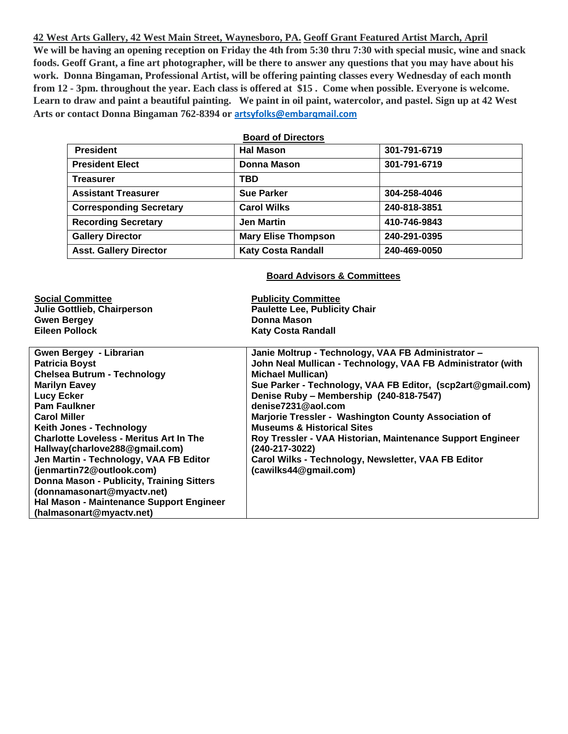**42 West Arts Gallery, 42 West Main Street, Waynesboro, PA. Geoff Grant Featured Artist March, April**
**We will be having an opening reception on Friday the 4th from 5:30 thru 7:30 with special music, wine and snack foods. Geoff Grant, a fine art photographer, will be there to answer any questions that you may have about his work. Donna Bingaman, Professional Artist, will be offering painting classes every Wednesday of each month from 12 - 3pm. throughout the year. Each class is offered at $15 . Come when possible. Everyone is welcome. Learn to draw and paint a beautiful painting. We paint in oil paint, watercolor, and pastel. Sign up at 42 West Arts or contact Donna Bingaman 762-8394 or artsyfolks@embarqmail.com**

**Board of Directors**

| | | |
|---|---|---|
| **President** | **Hal Mason** | **301-791-6719** |
| **President Elect** | **Donna Mason** | **301-791-6719** |
| **Treasurer** | **TBD** | |
| **Assistant Treasurer** | **Sue Parker** | **304-258-4046** |
| **Corresponding Secretary** | **Carol Wilks** | **240-818-3851** |
| **Recording Secretary** | **Jen Martin** | **410-746-9843** |
| **Gallery Director** | **Mary Elise Thompson** | **240-291-0395** |
| **Asst. Gallery Director** | **Katy Costa Randall** | **240-469-0050** |

**Board Advisors & Committees**

**Social Committee**
**Julie Gottlieb, Chairperson**
**Gwen Bergey**
**Eileen Pollock**

**Publicity Committee**
**Paulette Lee, Publicity Chair**
**Donna Mason**
**Katy Costa Randall**

**Gwen Bergey - Librarian**
**Patricia Boyst**
**Chelsea Butrum - Technology**
**Marilyn Eavey**
**Lucy Ecker**
**Pam Faulkner**
**Carol Miller**
**Keith Jones - Technology**
**Charlotte Loveless - Meritus Art In The Hallway(charlove288@gmail.com)**
**Jen Martin - Technology, VAA FB Editor (jenmartin72@outlook.com)**
**Donna Mason - Publicity, Training Sitters (donnamasonart@myactv.net)**
**Hal Mason - Maintenance Support Engineer (halmasonart@myactv.net)**

**Janie Moltrup - Technology, VAA FB Administrator –**
**John Neal Mullican - Technology, VAA FB Administrator (with Michael Mullican)**
**Sue Parker - Technology, VAA FB Editor, (scp2art@gmail.com)**
**Denise Ruby – Membership (240-818-7547) denise7231@aol.com**
**Marjorie Tressler - Washington County Association of Museums & Historical Sites**
**Roy Tressler - VAA Historian, Maintenance Support Engineer (240-217-3022)**
**Carol Wilks - Technology, Newsletter, VAA FB Editor (cawilks44@gmail.com)**